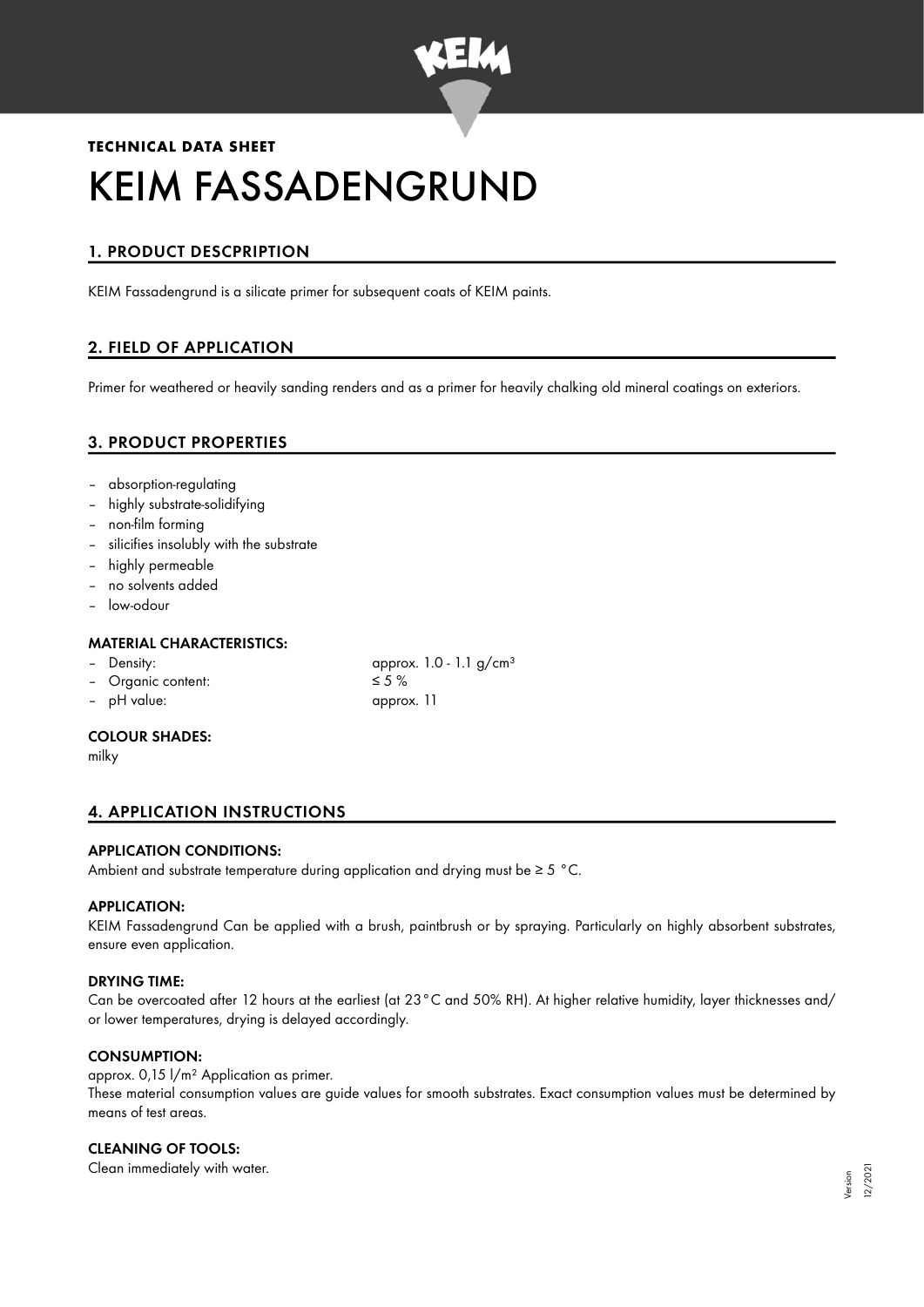**TECHNICAL DATA SHEET**

# KEIM FASSADENGRUND

## 1. PRODUCT DESCPRIPTION

KEIM Fassadengrund is a silicate primer for subsequent coats of KEIM paints.

## 2. FIELD OF APPLICATION

Primer for weathered or heavily sanding renders and as a primer for heavily chalking old mineral coatings on exteriors.

## 3. PRODUCT PROPERTIES

- absorption-regulating
- highly substrate-solidifying
- non-film forming
- silicifies insolubly with the substrate
- highly permeable
- no solvents added
- low-odour

### MATERIAL CHARACTERISTICS:

- Density: approx. 1.0 - 1.1 g/cm³
- Organic content: ≤ 5 %
- pH value: approx. 11

### COLOUR SHADES:

milky

## 4. APPLICATION INSTRUCTIONS

### APPLICATION CONDITIONS:

Ambient and substrate temperature during application and drying must be ≥ 5 °C.

### APPLICATION:

KEIM Fassadengrund Can be applied with a brush, paintbrush or by spraying. Particularly on highly absorbent substrates, ensure even application.

### DRYING TIME:

Can be overcoated after 12 hours at the earliest (at 23°C and 50% RH). At higher relative humidity, layer thicknesses and/ or lower temperatures, drying is delayed accordingly.

### CONSUMPTION:

approx. 0,15 l/m² Application as primer.
These material consumption values are guide values for smooth substrates. Exact consumption values must be determined by means of test areas.

### CLEANING OF TOOLS:

Clean immediately with water.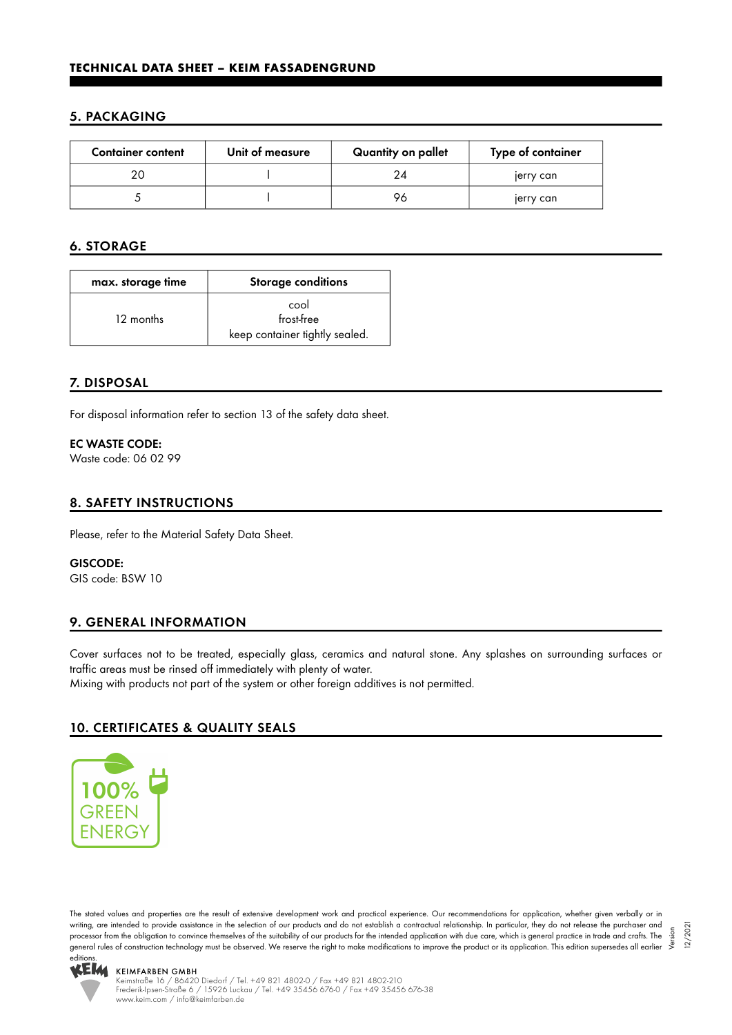## 5. PACKAGING

| Container content | Unit of measure | Quantity on pallet | Type of container |
|---|---|---|---|
| 20 | l | 24 | jerry can |
| 5 | l | 96 | jerry can |

## 6. STORAGE

| max. storage time | Storage conditions |
|---|---|
| 12 months | cool<br>frost-free<br>keep container tightly sealed. |

## 7. DISPOSAL

For disposal information refer to section 13 of the safety data sheet.

**EC WASTE CODE:**
Waste code: 06 02 99

## 8. SAFETY INSTRUCTIONS

Please, refer to the Material Safety Data Sheet.

**GISCODE:**
GIS code: BSW 10

## 9. GENERAL INFORMATION

Cover surfaces not to be treated, especially glass, ceramics and natural stone. Any splashes on surrounding surfaces or traffic areas must be rinsed off immediately with plenty of water.
Mixing with products not part of the system or other foreign additives is not permitted.

## 10. CERTIFICATES & QUALITY SEALS

100% GREEN ENERGY

The stated values and properties are the result of extensive development work and practical experience. Our recommendations for application, whether given verbally or in writing, are intended to provide assistance in the selection of our products and do not establish a contractual relationship. In particular, they do not release the purchaser and processor from the obligation to convince themselves of the suitability of our products for the intended application with due care, which is general practice in trade and crafts. The general rules of construction technology must be observed. We reserve the right to make modifications to improve the product or its application. This edition supersedes all earlier editions.

Version 12/2021

KEIMFARBEN GMBH
Keimstraße 16 / 86420 Diedorf / Tel. +49 821 4802-0 / Fax +49 821 4802-210
Frederik-Ipsen-Straße 6 / 15926 Luckau / Tel. +49 35456 676-0 / Fax +49 35456 676-38
www.keim.com / info@keimfarben.de